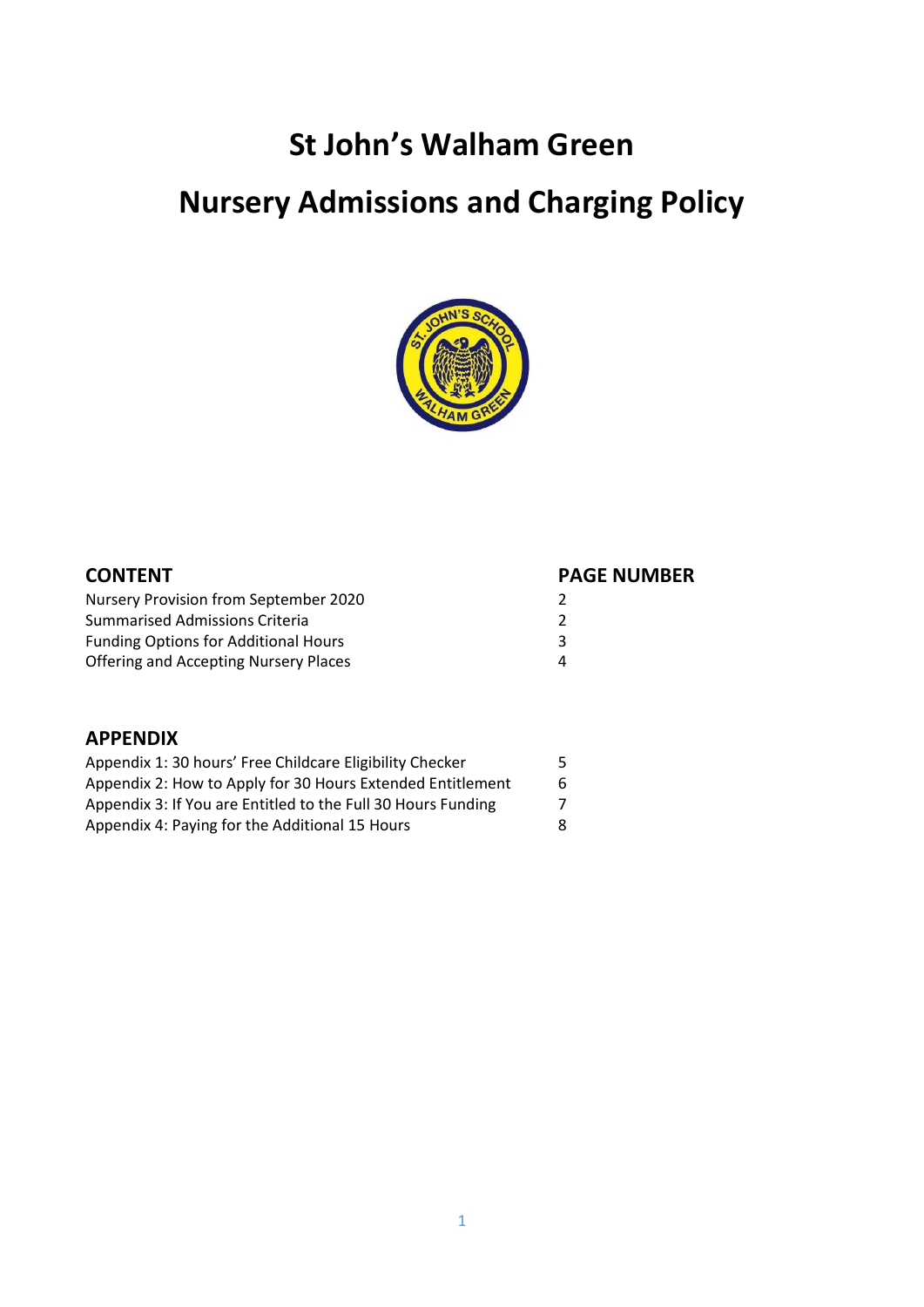# St John's Walham Green

# Nursery Admissions and Charging Policy

| CONTENT | PAGE NUMBER |
|---|---|
| Nursery Provision from September 2020 | 2 |
| Summarised Admissions Criteria | 2 |
| Funding Options for Additional Hours | 3 |
| Offering and Accepting Nursery Places | 4 |

| APPENDIX | |
|---|---|
| Appendix 1: 30 hours' Free Childcare Eligibility Checker | 5 |
| Appendix 2: How to Apply for 30 Hours Extended Entitlement | 6 |
| Appendix 3: If You are Entitled to the Full 30 Hours Funding | 7 |
| Appendix 4: Paying for the Additional 15 Hours | 8 |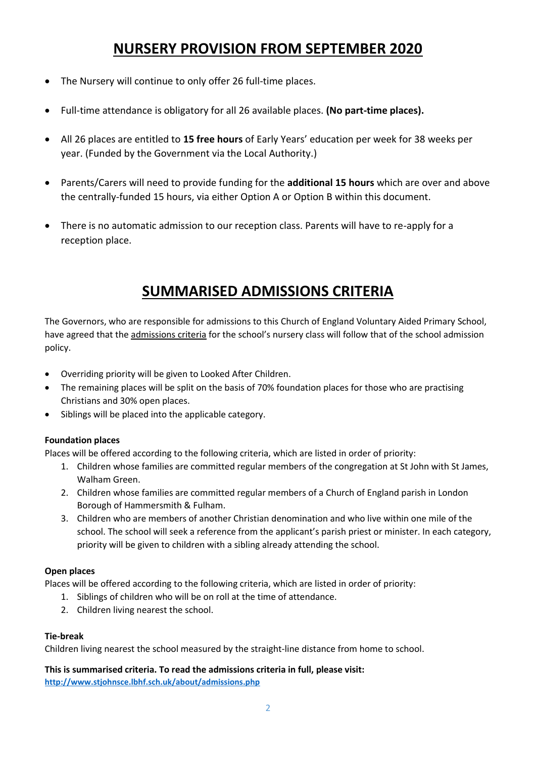# NURSERY PROVISION FROM SEPTEMBER 2020

- The Nursery will continue to only offer 26 full-time places.
- Full-time attendance is obligatory for all 26 available places. **(No part-time places).**
- All 26 places are entitled to **15 free hours** of Early Years' education per week for 38 weeks per year. (Funded by the Government via the Local Authority.)
- Parents/Carers will need to provide funding for the **additional 15 hours** which are over and above the centrally-funded 15 hours, via either Option A or Option B within this document.
- There is no automatic admission to our reception class. Parents will have to re-apply for a reception place.

# SUMMARISED ADMISSIONS CRITERIA

The Governors, who are responsible for admissions to this Church of England Voluntary Aided Primary School, have agreed that the admissions criteria for the school's nursery class will follow that of the school admission policy.

- Overriding priority will be given to Looked After Children.
- The remaining places will be split on the basis of 70% foundation places for those who are practising Christians and 30% open places.
- Siblings will be placed into the applicable category.

**Foundation places**

Places will be offered according to the following criteria, which are listed in order of priority:

1. Children whose families are committed regular members of the congregation at St John with St James, Walham Green.
2. Children whose families are committed regular members of a Church of England parish in London Borough of Hammersmith & Fulham.
3. Children who are members of another Christian denomination and who live within one mile of the school. The school will seek a reference from the applicant's parish priest or minister. In each category, priority will be given to children with a sibling already attending the school.

**Open places**

Places will be offered according to the following criteria, which are listed in order of priority:

1. Siblings of children who will be on roll at the time of attendance.
2. Children living nearest the school.

**Tie-break**

Children living nearest the school measured by the straight-line distance from home to school.

**This is summarised criteria. To read the admissions criteria in full, please visit:**
**http://www.stjohnsce.lbhf.sch.uk/about/admissions.php**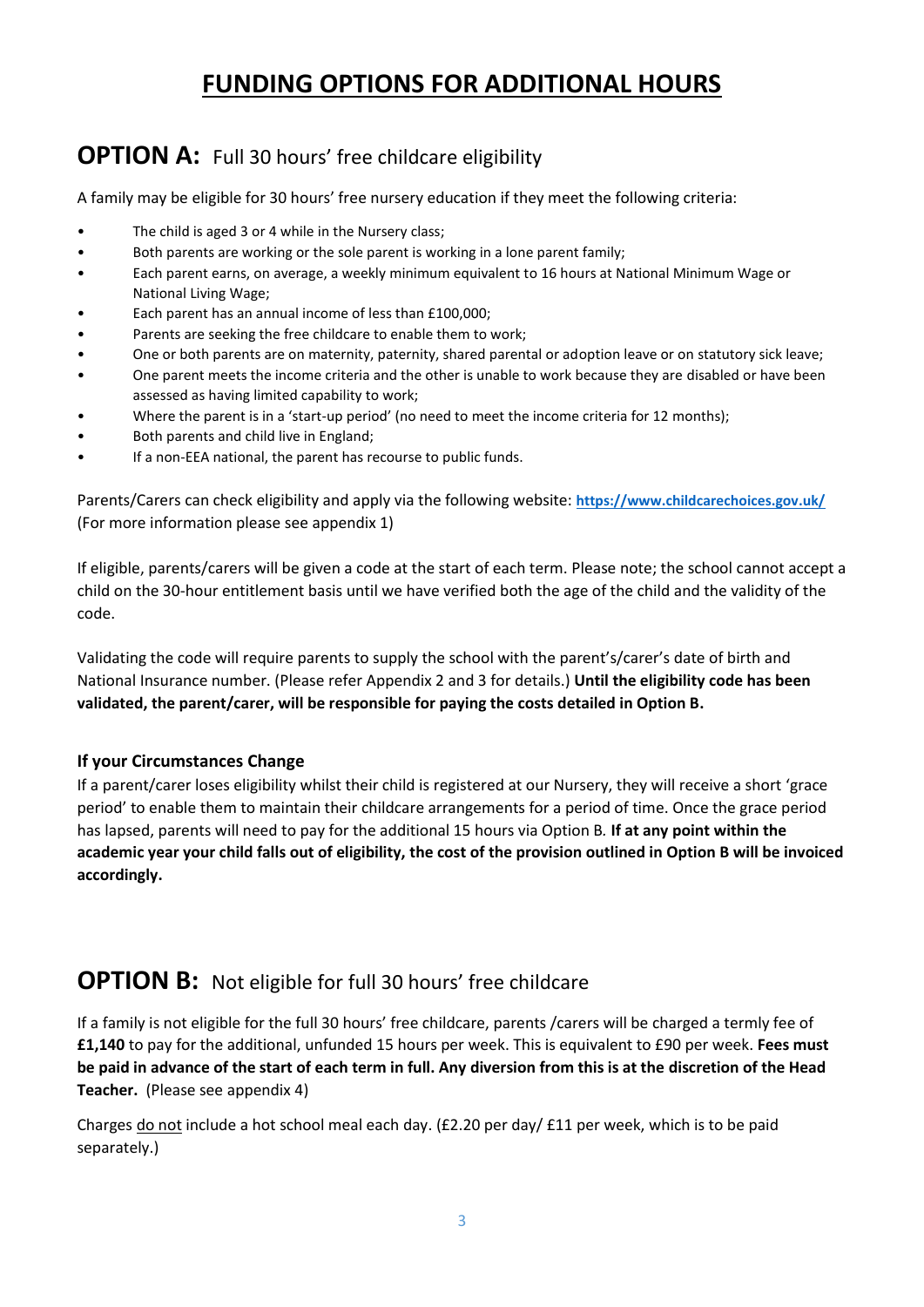# FUNDING OPTIONS FOR ADDITIONAL HOURS

## OPTION A: Full 30 hours' free childcare eligibility

A family may be eligible for 30 hours' free nursery education if they meet the following criteria:

- The child is aged 3 or 4 while in the Nursery class;
- Both parents are working or the sole parent is working in a lone parent family;
- Each parent earns, on average, a weekly minimum equivalent to 16 hours at National Minimum Wage or National Living Wage;
- Each parent has an annual income of less than £100,000;
- Parents are seeking the free childcare to enable them to work;
- One or both parents are on maternity, paternity, shared parental or adoption leave or on statutory sick leave;
- One parent meets the income criteria and the other is unable to work because they are disabled or have been assessed as having limited capability to work;
- Where the parent is in a 'start-up period' (no need to meet the income criteria for 12 months);
- Both parents and child live in England;
- If a non-EEA national, the parent has recourse to public funds.

Parents/Carers can check eligibility and apply via the following website: **https://www.childcarechoices.gov.uk/** (For more information please see appendix 1)

If eligible, parents/carers will be given a code at the start of each term. Please note; the school cannot accept a child on the 30-hour entitlement basis until we have verified both the age of the child and the validity of the code.

Validating the code will require parents to supply the school with the parent's/carer's date of birth and National Insurance number. (Please refer Appendix 2 and 3 for details.) **Until the eligibility code has been validated, the parent/carer, will be responsible for paying the costs detailed in Option B.**

### If your Circumstances Change

If a parent/carer loses eligibility whilst their child is registered at our Nursery, they will receive a short 'grace period' to enable them to maintain their childcare arrangements for a period of time. Once the grace period has lapsed, parents will need to pay for the additional 15 hours via Option B. **If at any point within the academic year your child falls out of eligibility, the cost of the provision outlined in Option B will be invoiced accordingly.**

## OPTION B: Not eligible for full 30 hours' free childcare

If a family is not eligible for the full 30 hours' free childcare, parents /carers will be charged a termly fee of **£1,140** to pay for the additional, unfunded 15 hours per week. This is equivalent to £90 per week. **Fees must be paid in advance of the start of each term in full. Any diversion from this is at the discretion of the Head Teacher.** (Please see appendix 4)

Charges do not include a hot school meal each day. (£2.20 per day/ £11 per week, which is to be paid separately.)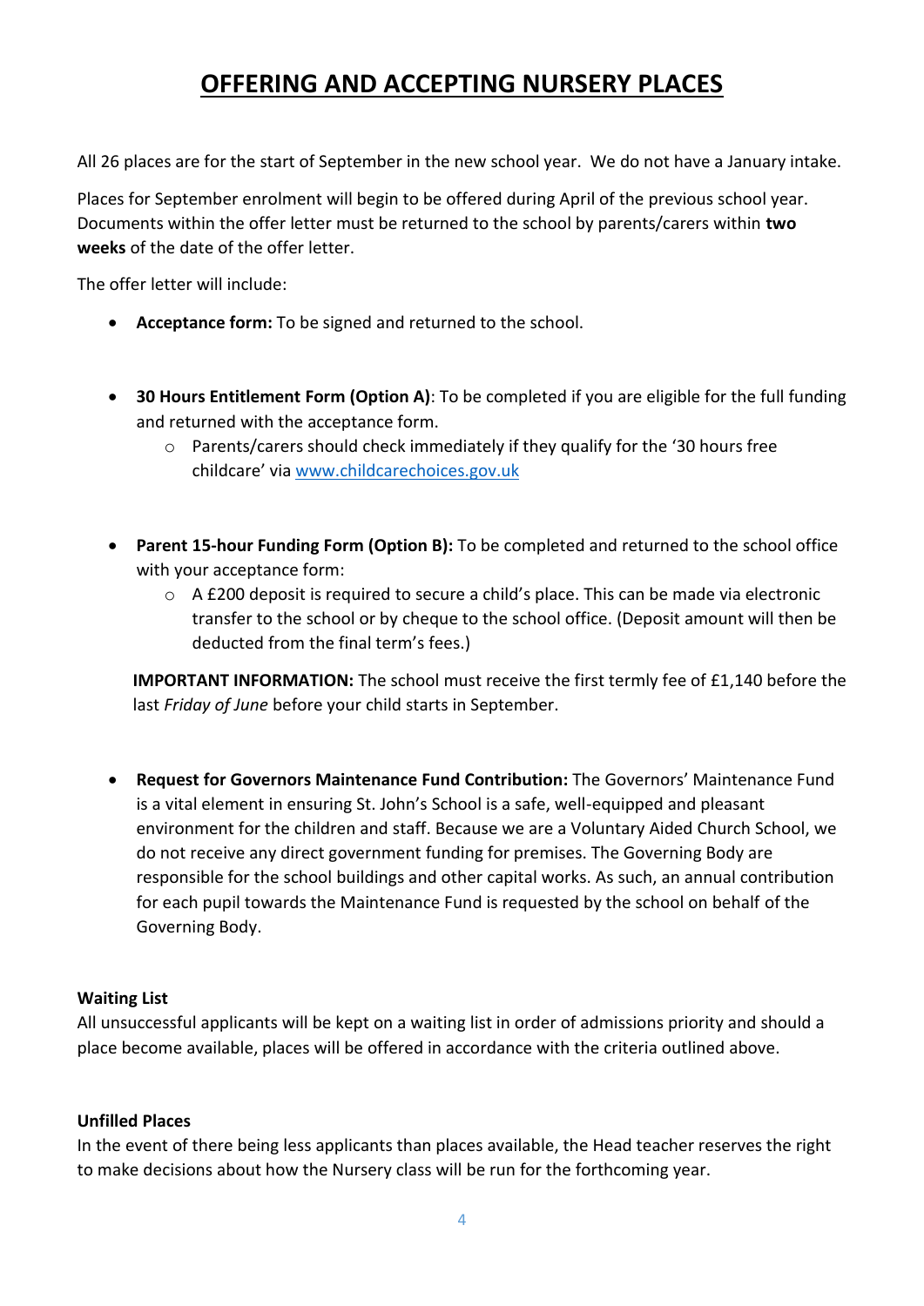# OFFERING AND ACCEPTING NURSERY PLACES

All 26 places are for the start of September in the new school year. We do not have a January intake.

Places for September enrolment will begin to be offered during April of the previous school year. Documents within the offer letter must be returned to the school by parents/carers within **two weeks** of the date of the offer letter.

The offer letter will include:

- **Acceptance form:** To be signed and returned to the school.

- **30 Hours Entitlement Form (Option A)**: To be completed if you are eligible for the full funding and returned with the acceptance form.
  - Parents/carers should check immediately if they qualify for the '30 hours free childcare' via [www.childcarechoices.gov.uk](http://www.childcarechoices.gov.uk)

- **Parent 15-hour Funding Form (Option B):** To be completed and returned to the school office with your acceptance form:
  - A £200 deposit is required to secure a child's place. This can be made via electronic transfer to the school or by cheque to the school office. (Deposit amount will then be deducted from the final term's fees.)

  **IMPORTANT INFORMATION:** The school must receive the first termly fee of £1,140 before the last *Friday of June* before your child starts in September.

- **Request for Governors Maintenance Fund Contribution:** The Governors' Maintenance Fund is a vital element in ensuring St. John's School is a safe, well-equipped and pleasant environment for the children and staff. Because we are a Voluntary Aided Church School, we do not receive any direct government funding for premises. The Governing Body are responsible for the school buildings and other capital works. As such, an annual contribution for each pupil towards the Maintenance Fund is requested by the school on behalf of the Governing Body.

**Waiting List**

All unsuccessful applicants will be kept on a waiting list in order of admissions priority and should a place become available, places will be offered in accordance with the criteria outlined above.

**Unfilled Places**

In the event of there being less applicants than places available, the Head teacher reserves the right to make decisions about how the Nursery class will be run for the forthcoming year.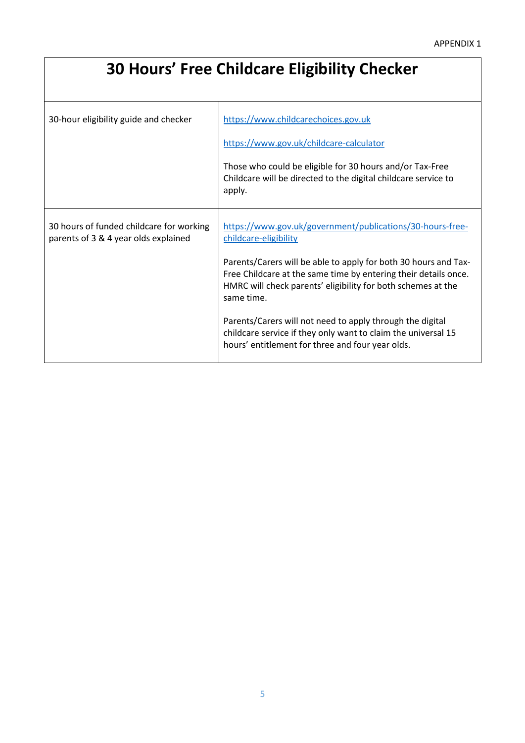APPENDIX 1

# 30 Hours' Free Childcare Eligibility Checker

| | |
|---|---|
| 30-hour eligibility guide and checker | https://www.childcarechoices.gov.uk<br><br>https://www.gov.uk/childcare-calculator<br><br>Those who could be eligible for 30 hours and/or Tax-Free Childcare will be directed to the digital childcare service to apply. |
| 30 hours of funded childcare for working parents of 3 & 4 year olds explained | https://www.gov.uk/government/publications/30-hours-free-childcare-eligibility<br><br>Parents/Carers will be able to apply for both 30 hours and Tax-Free Childcare at the same time by entering their details once. HMRC will check parents' eligibility for both schemes at the same time.<br><br>Parents/Carers will not need to apply through the digital childcare service if they only want to claim the universal 15 hours' entitlement for three and four year olds. |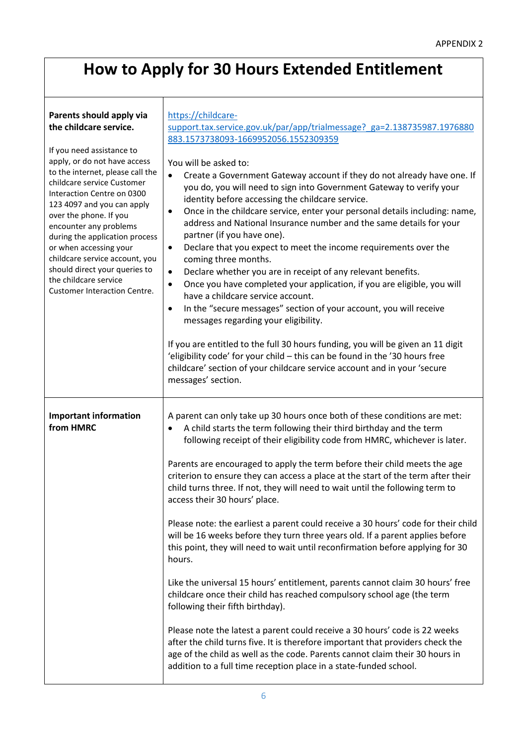APPENDIX 2

# How to Apply for 30 Hours Extended Entitlement

| | |
|---|---|
| **Parents should apply via the childcare service.**<br><br>If you need assistance to apply, or do not have access to the internet, please call the childcare service Customer Interaction Centre on 0300 123 4097 and you can apply over the phone. If you encounter any problems during the application process or when accessing your childcare service account, you should direct your queries to the childcare service Customer Interaction Centre. | https://childcare-support.tax.service.gov.uk/par/app/trialmessage?_ga=2.138735987.1976880883.1573738093-1669952056.1552309359<br><br>You will be asked to:<br>• Create a Government Gateway account if they do not already have one. If you do, you will need to sign into Government Gateway to verify your identity before accessing the childcare service.<br>• Once in the childcare service, enter your personal details including: name, address and National Insurance number and the same details for your partner (if you have one).<br>• Declare that you expect to meet the income requirements over the coming three months.<br>• Declare whether you are in receipt of any relevant benefits.<br>• Once you have completed your application, if you are eligible, you will have a childcare service account.<br>• In the "secure messages" section of your account, you will receive messages regarding your eligibility.<br><br>If you are entitled to the full 30 hours funding, you will be given an 11 digit 'eligibility code' for your child – this can be found in the '30 hours free childcare' section of your childcare service account and in your 'secure messages' section. |
| **Important information from HMRC** | A parent can only take up 30 hours once both of these conditions are met:<br>• A child starts the term following their third birthday and the term following receipt of their eligibility code from HMRC, whichever is later.<br><br>Parents are encouraged to apply the term before their child meets the age criterion to ensure they can access a place at the start of the term after their child turns three. If not, they will need to wait until the following term to access their 30 hours' place.<br><br>Please note: the earliest a parent could receive a 30 hours' code for their child will be 16 weeks before they turn three years old. If a parent applies before this point, they will need to wait until reconfirmation before applying for 30 hours.<br><br>Like the universal 15 hours' entitlement, parents cannot claim 30 hours' free childcare once their child has reached compulsory school age (the term following their fifth birthday).<br><br>Please note the latest a parent could receive a 30 hours' code is 22 weeks after the child turns five. It is therefore important that providers check the age of the child as well as the code. Parents cannot claim their 30 hours in addition to a full time reception place in a state-funded school. |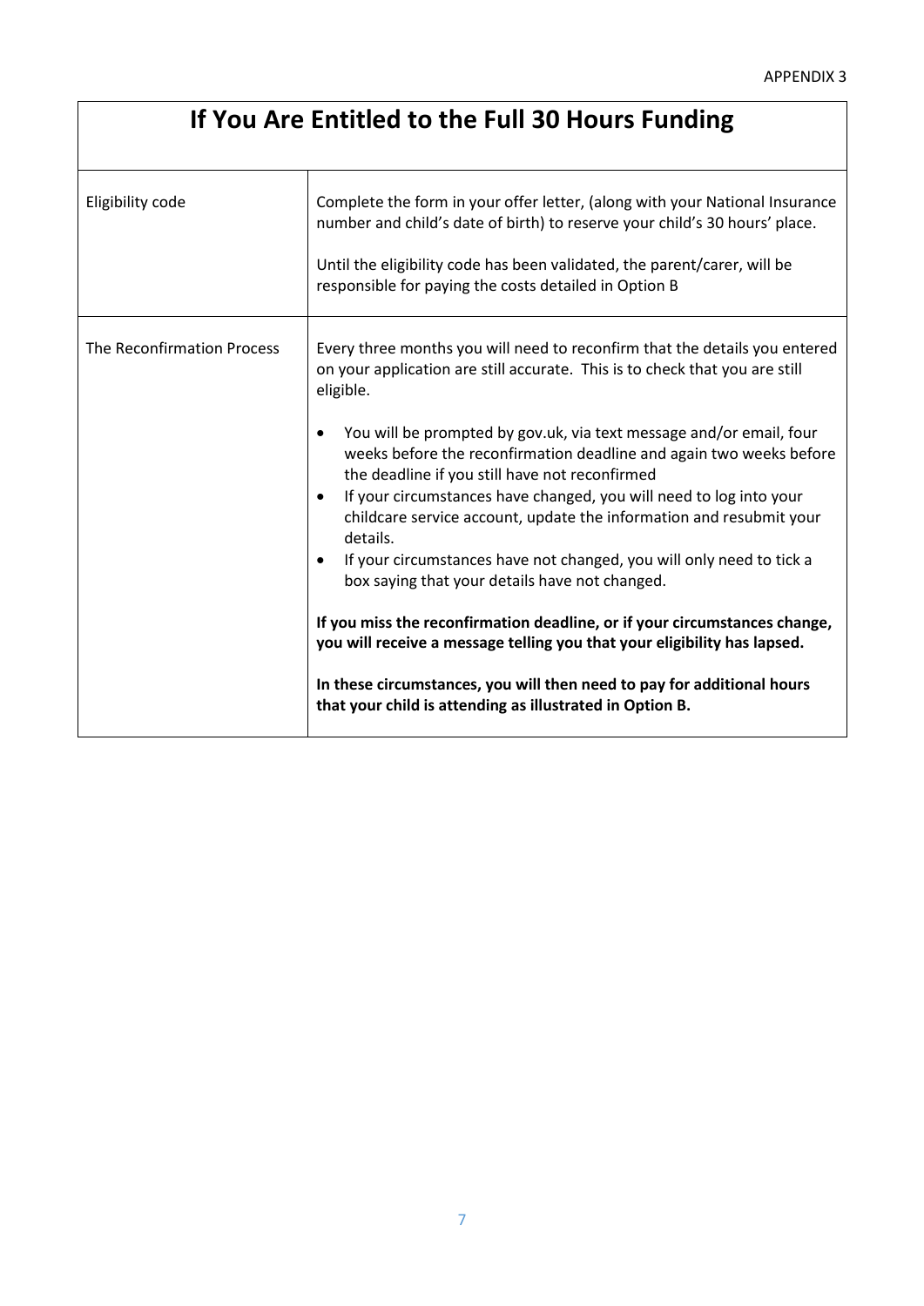APPENDIX 3

# If You Are Entitled to the Full 30 Hours Funding

| | |
|---|---|
| Eligibility code | Complete the form in your offer letter, (along with your National Insurance number and child's date of birth) to reserve your child's 30 hours' place.<br><br>Until the eligibility code has been validated, the parent/carer, will be responsible for paying the costs detailed in Option B |
| The Reconfirmation Process | Every three months you will need to reconfirm that the details you entered on your application are still accurate. This is to check that you are still eligible.<br><br>• You will be prompted by gov.uk, via text message and/or email, four weeks before the reconfirmation deadline and again two weeks before the deadline if you still have not reconfirmed<br>• If your circumstances have changed, you will need to log into your childcare service account, update the information and resubmit your details.<br>• If your circumstances have not changed, you will only need to tick a box saying that your details have not changed.<br><br>**If you miss the reconfirmation deadline, or if your circumstances change, you will receive a message telling you that your eligibility has lapsed.**<br><br>**In these circumstances, you will then need to pay for additional hours that your child is attending as illustrated in Option B.** |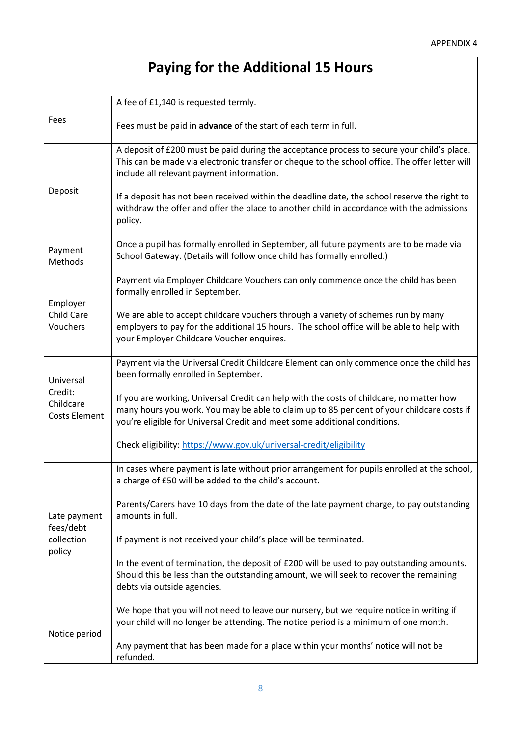APPENDIX 4

| Paying for the Additional 15 Hours | |
|---|---|
| Fees | A fee of £1,140 is requested termly.<br><br>Fees must be paid in **advance** of the start of each term in full. |
| Deposit | A deposit of £200 must be paid during the acceptance process to secure your child's place. This can be made via electronic transfer or cheque to the school office. The offer letter will include all relevant payment information.<br><br>If a deposit has not been received within the deadline date, the school reserve the right to withdraw the offer and offer the place to another child in accordance with the admissions policy. |
| Payment Methods | Once a pupil has formally enrolled in September, all future payments are to be made via School Gateway. (Details will follow once child has formally enrolled.) |
| Employer Child Care Vouchers | Payment via Employer Childcare Vouchers can only commence once the child has been formally enrolled in September.<br><br>We are able to accept childcare vouchers through a variety of schemes run by many employers to pay for the additional 15 hours. The school office will be able to help with your Employer Childcare Voucher enquires. |
| Universal Credit: Childcare Costs Element | Payment via the Universal Credit Childcare Element can only commence once the child has been formally enrolled in September.<br><br>If you are working, Universal Credit can help with the costs of childcare, no matter how many hours you work. You may be able to claim up to 85 per cent of your childcare costs if you're eligible for Universal Credit and meet some additional conditions.<br><br>Check eligibility: https://www.gov.uk/universal-credit/eligibility |
| Late payment fees/debt collection policy | In cases where payment is late without prior arrangement for pupils enrolled at the school, a charge of £50 will be added to the child's account.<br><br>Parents/Carers have 10 days from the date of the late payment charge, to pay outstanding amounts in full.<br><br>If payment is not received your child's place will be terminated.<br><br>In the event of termination, the deposit of £200 will be used to pay outstanding amounts. Should this be less than the outstanding amount, we will seek to recover the remaining debts via outside agencies. |
| Notice period | We hope that you will not need to leave our nursery, but we require notice in writing if your child will no longer be attending. The notice period is a minimum of one month.<br><br>Any payment that has been made for a place within your months' notice will not be refunded. |